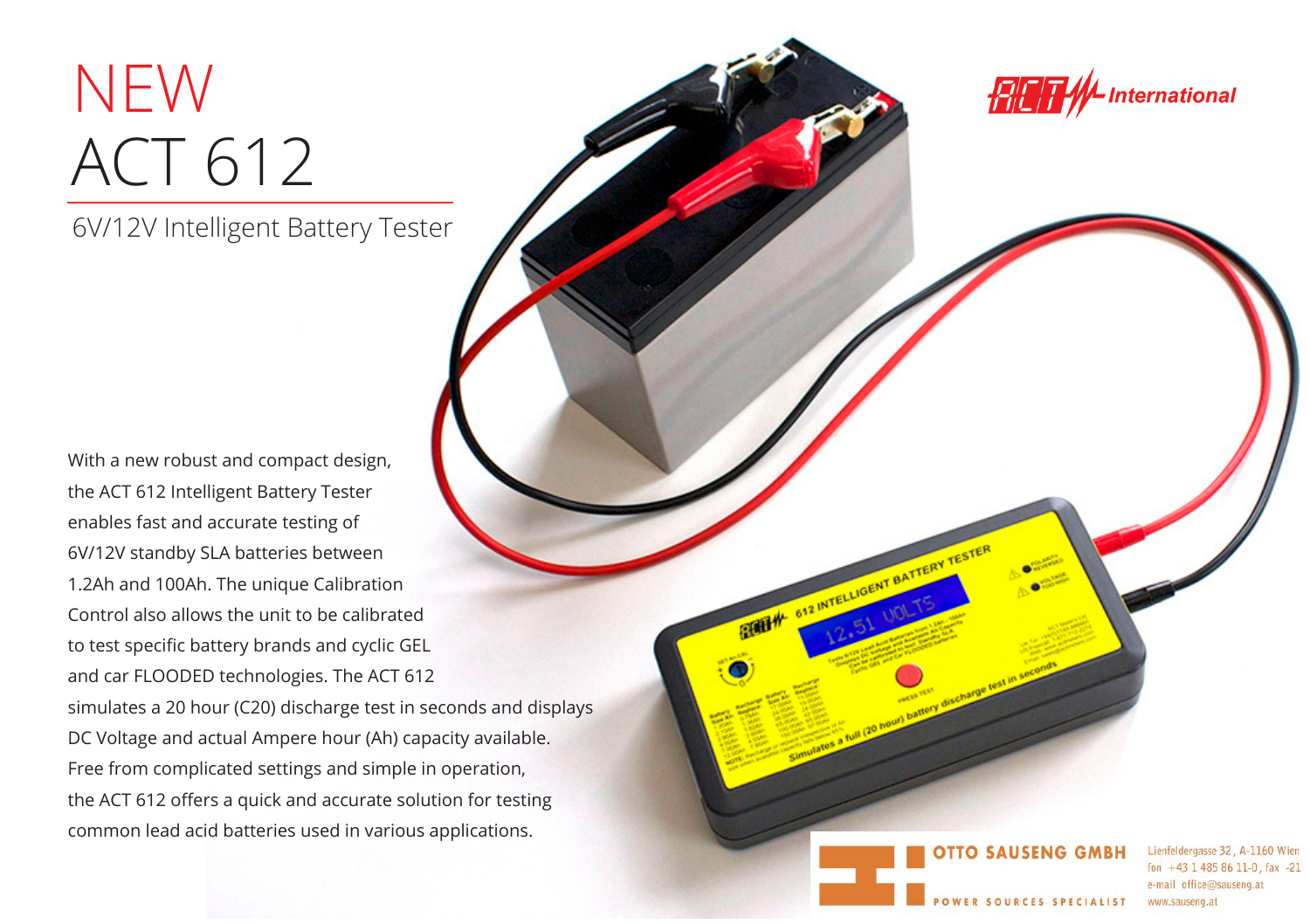# NEW ACT 612

## 6V/12V Intelligent Battery Tester

ACT International

With a new robust and compact design, the ACT 612 Intelligent Battery Tester enables fast and accurate testing of 6V/12V standby SLA batteries between 1.2Ah and 100Ah. The unique Calibration Control also allows the unit to be calibrated to test specific battery brands and cyclic GEL and car FLOODED technologies. The ACT 612 simulates a 20 hour (C20) discharge test in seconds and displays DC Voltage and actual Ampere hour (Ah) capacity available. Free from complicated settings and simple in operation, the ACT 612 offers a quick and accurate solution for testing common lead acid batteries used in various applications.

**OTTO SAUSENG GMBH**
POWER SOURCES SPECIALIST

Lienfeldergasse 32, A-1160 Wien
fon +43 1 485 86 11-0, fax -21
e-mail office@sauseng.at
www.sauseng.at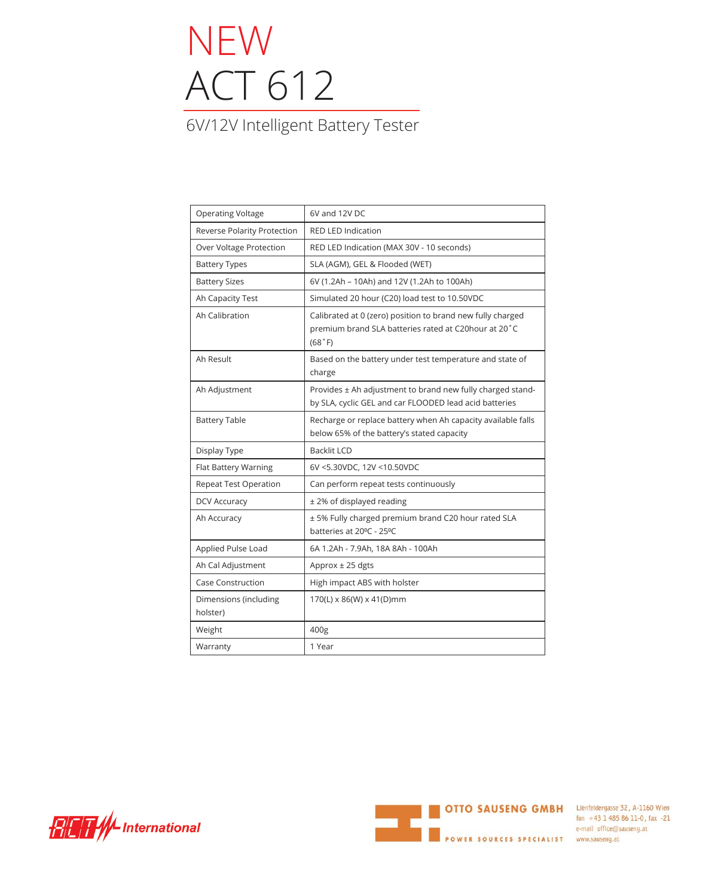# NEW

# ACT 612

## 6V/12V Intelligent Battery Tester

| | |
|---|---|
| Operating Voltage | 6V and 12V DC |
| Reverse Polarity Protection | RED LED Indication |
| Over Voltage Protection | RED LED Indication (MAX 30V - 10 seconds) |
| Battery Types | SLA (AGM), GEL & Flooded (WET) |
| Battery Sizes | 6V (1.2Ah – 10Ah) and 12V (1.2Ah to 100Ah) |
| Ah Capacity Test | Simulated 20 hour (C20) load test to 10.50VDC |
| Ah Calibration | Calibrated at 0 (zero) position to brand new fully charged premium brand SLA batteries rated at C20hour at 20˚C (68˚F) |
| Ah Result | Based on the battery under test temperature and state of charge |
| Ah Adjustment | Provides ± Ah adjustment to brand new fully charged stand-by SLA, cyclic GEL and car FLOODED lead acid batteries |
| Battery Table | Recharge or replace battery when Ah capacity available falls below 65% of the battery's stated capacity |
| Display Type | Backlit LCD |
| Flat Battery Warning | 6V <5.30VDC, 12V <10.50VDC |
| Repeat Test Operation | Can perform repeat tests continuously |
| DCV Accuracy | ± 2% of displayed reading |
| Ah Accuracy | ± 5% Fully charged premium brand C20 hour rated SLA batteries at 20ºC - 25ºC |
| Applied Pulse Load | 6A 1.2Ah - 7.9Ah, 18A 8Ah - 100Ah |
| Ah Cal Adjustment | Approx ± 25 dgts |
| Case Construction | High impact ABS with holster |
| Dimensions (including holster) | 170(L) x 86(W) x 41(D)mm |
| Weight | 400g |
| Warranty | 1 Year |

ACT International

OTTO SAUSENG GMBH
POWER SOURCES SPECIALIST

Lienfeldergasse 32, A-1160 Wien
fon +43 1 485 86 11-0, fax -21
e-mail office@sauseng.at
www.sauseng.at